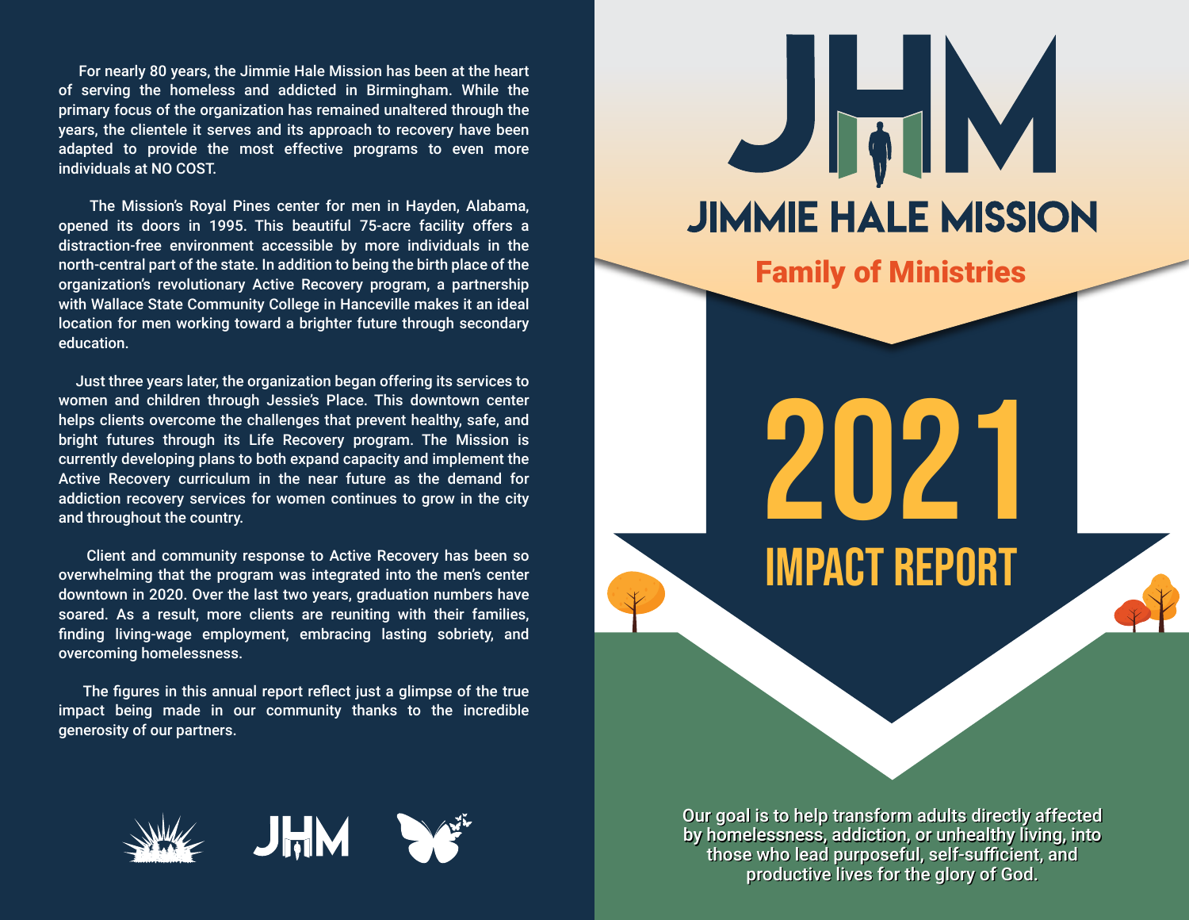# JHM

# JIMMIE HALE MISSION

## Family of Ministries

# 2021 IMPACT REPORT

Our goal is to help transform adults directly affected by homelessness, addiction, or unhealthy living, into those who lead purposeful, self-sufficient, and productive lives for the glory of God.

For nearly 80 years, the Jimmie Hale Mission has been at the heart of serving the homeless and addicted in Birmingham. While the primary focus of the organization has remained unaltered through the years, the clientele it serves and its approach to recovery have been adapted to provide the most effective programs to even more individuals at NO COST.

The Mission's Royal Pines center for men in Hayden, Alabama, opened its doors in 1995. This beautiful 75-acre facility offers a distraction-free environment accessible by more individuals in the north-central part of the state. In addition to being the birth place of the organization's revolutionary Active Recovery program, a partnership with Wallace State Community College in Hanceville makes it an ideal location for men working toward a brighter future through secondary education.

Just three years later, the organization began offering its services to women and children through Jessie's Place. This downtown center helps clients overcome the challenges that prevent healthy, safe, and bright futures through its Life Recovery program. The Mission is currently developing plans to both expand capacity and implement the Active Recovery curriculum in the near future as the demand for addiction recovery services for women continues to grow in the city and throughout the country.

Client and community response to Active Recovery has been so overwhelming that the program was integrated into the men's center downtown in 2020. Over the last two years, graduation numbers have soared. As a result, more clients are reuniting with their families, finding living-wage employment, embracing lasting sobriety, and overcoming homelessness.

The figures in this annual report reflect just a glimpse of the true impact being made in our community thanks to the incredible generosity of our partners.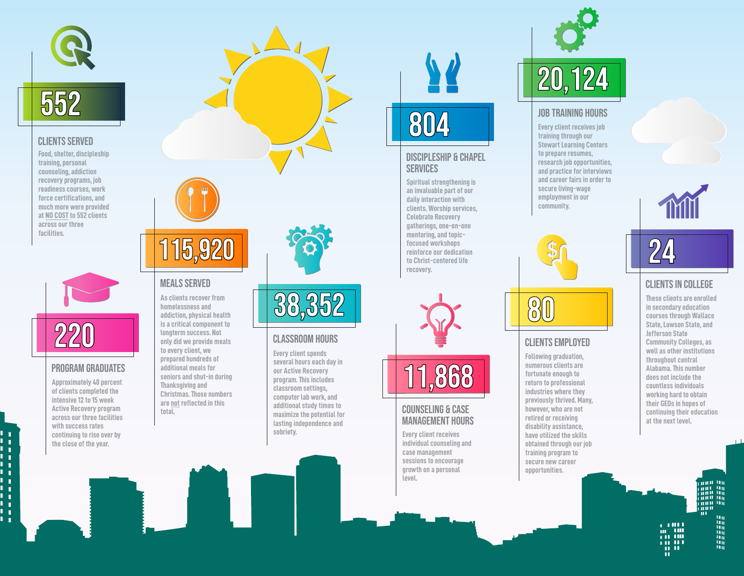## 552

### CLIENTS SERVED

Food, shelter, discipleship training, personal counseling, addiction recovery programs, job readiness courses, work force certifications, and much more were provided at NO COST to 552 clients across our three facilities.

## 220

### PROGRAM GRADUATES

Approximately 40 percent of clients completed the intensive 12 to 15 week Active Recovery program across our three facilities with success rates continuing to rise over by the close of the year.

## 115,920

### MEALS SERVED

As clients recover from homelessness and addiction, physical health is a critical component to longterm success. Not only did we provide meals to every client, we prepared hundreds of additional meals for seniors and shut-in during Thanksgiving and Christmas. Those numbers are not reflected in this total.

## 38,352

### CLASSROOM HOURS

Every client spends several hours each day in our Active Recovery program. This includes classroom settings, computer lab work, and additional study times to maximize the potential for lasting independence and sobriety.

## 804

### DISCIPLESHIP & CHAPEL SERVICES

Spiritual strengthening is an invaluable part of our daily interaction with clients. Worship services, Celebrate Recovery gatherings, one-on-one mentoring, and topic-focused workshops reinforce our dedication to Christ-centered life recovery.

## 11,868

### COUNSELING & CASE MANAGEMENT HOURS

Every client receives individual counseling and case management sessions to encourage growth on a personal level.

## 20,124

### JOB TRAINING HOURS

Every client receives job training through our Stewart Learning Centers to prepare resumes, research job opportunities, and practice for interviews and career fairs in order to secure living-wage employment in our community.

## 80

### CLIENTS EMPLOYED

Following graduation, numerous clients are fortunate enough to return to professional industries where they previously thrived. Many, however, who are not retired or receiving disability assistance, have utilized the skills obtained through our job training program to secure new career opportunities.

## 24

### CLIENTS IN COLLEGE

These clients are enrolled in secondary education courses through Wallace State, Lawson State, and Jefferson State Community Colleges, as well as other institutions throughout central Alabama. This number does not include the countless individuals working hard to obtain their GEDs in hopes of continuing their education at the next level.